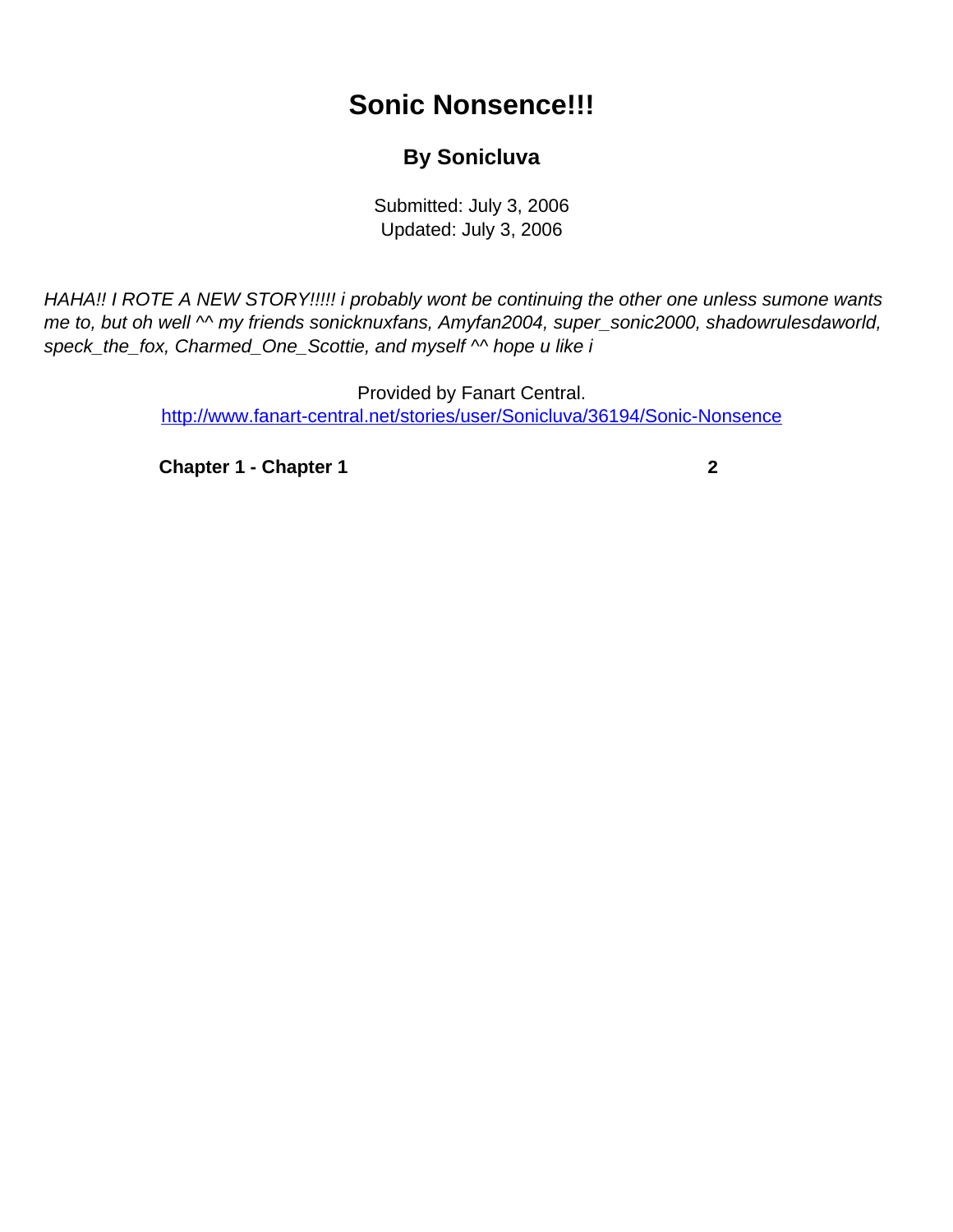# Sonic Nonsence!!!

### By Sonicluva

Submitted: July 3, 2006
Updated: July 3, 2006

*HAHA!! I ROTE A NEW STORY!!!!! i probably wont be continuing the other one unless sumone wants me to, but oh well ^^ my friends sonicknuxfans, Amyfan2004, super_sonic2000, shadowrulesdaworld, speck_the_fox, Charmed_One_Scottie, and myself ^^ hope u like i*

Provided by Fanart Central.
http://www.fanart-central.net/stories/user/Sonicluva/36194/Sonic-Nonsence

**Chapter 1 - Chapter 1** **2**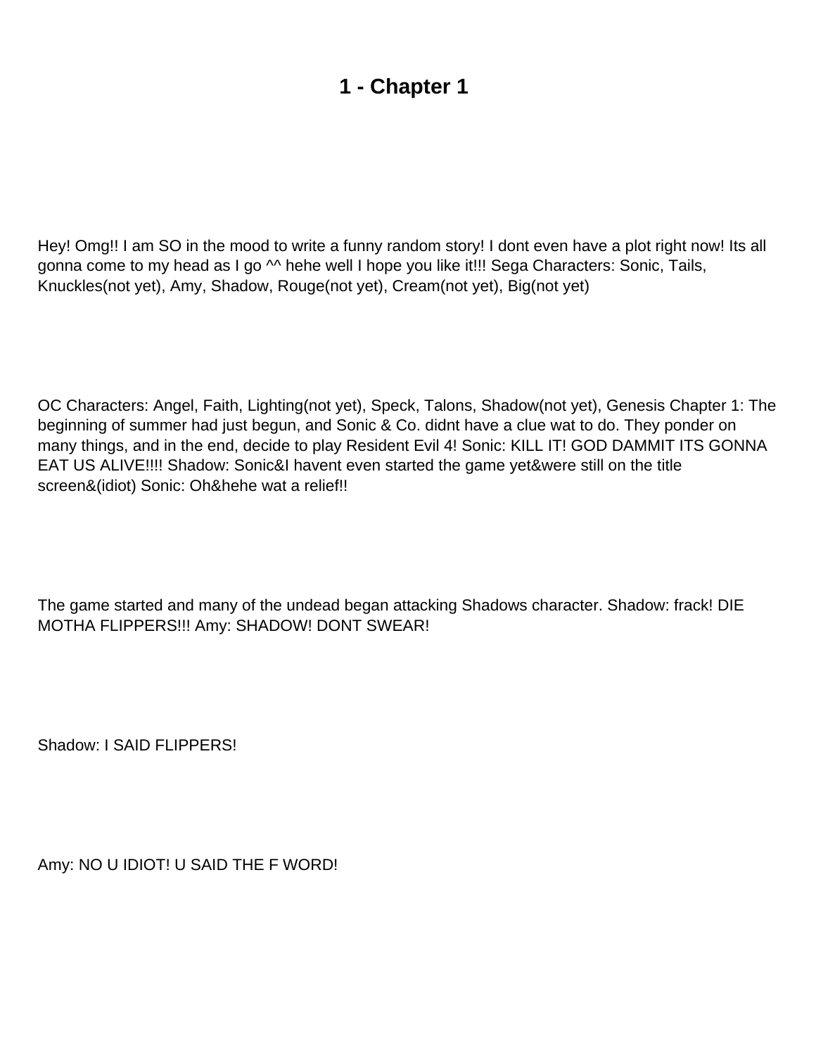# 1 - Chapter 1

Hey! Omg!! I am SO in the mood to write a funny random story! I dont even have a plot right now! Its all gonna come to my head as I go ^^ hehe well I hope you like it!!! Sega Characters: Sonic, Tails, Knuckles(not yet), Amy, Shadow, Rouge(not yet), Cream(not yet), Big(not yet)

OC Characters: Angel, Faith, Lighting(not yet), Speck, Talons, Shadow(not yet), Genesis Chapter 1: The beginning of summer had just begun, and Sonic & Co. didnt have a clue wat to do. They ponder on many things, and in the end, decide to play Resident Evil 4! Sonic: KILL IT! GOD DAMMIT ITS GONNA EAT US ALIVE!!!! Shadow: Sonic&I havent even started the game yet&were still on the title screen&(idiot) Sonic: Oh&hehe wat a relief!!

The game started and many of the undead began attacking Shadows character. Shadow: frack! DIE MOTHA FLIPPERS!!! Amy: SHADOW! DONT SWEAR!

Shadow: I SAID FLIPPERS!

Amy: NO U IDIOT! U SAID THE F WORD!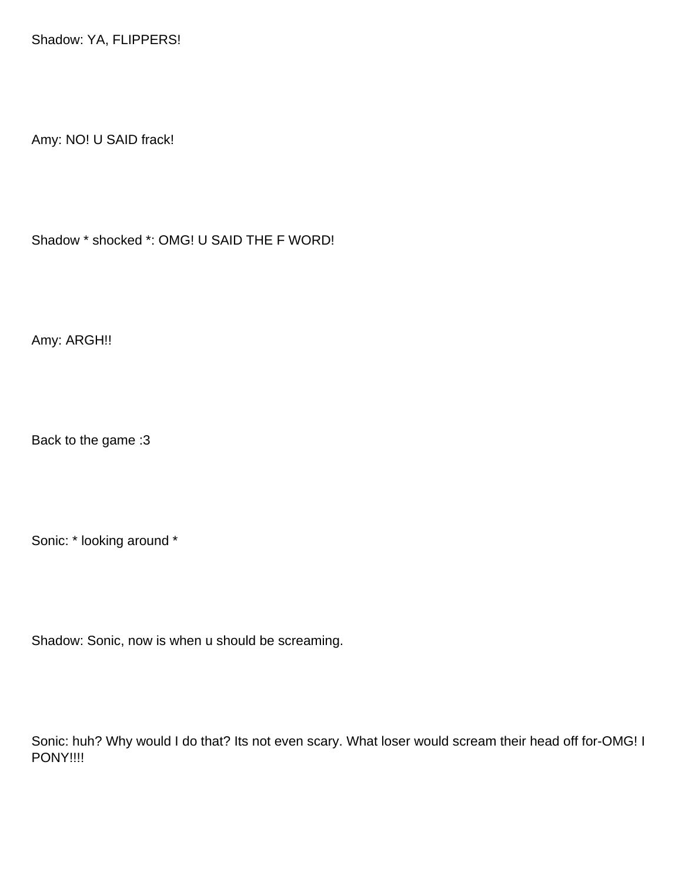Shadow: YA, FLIPPERS!

Amy: NO! U SAID frack!

Shadow * shocked *: OMG! U SAID THE F WORD!

Amy: ARGH!!

Back to the game :3

Sonic: * looking around *

Shadow: Sonic, now is when u should be screaming.

Sonic: huh? Why would I do that? Its not even scary. What loser would scream their head off for-OMG! I PONY!!!!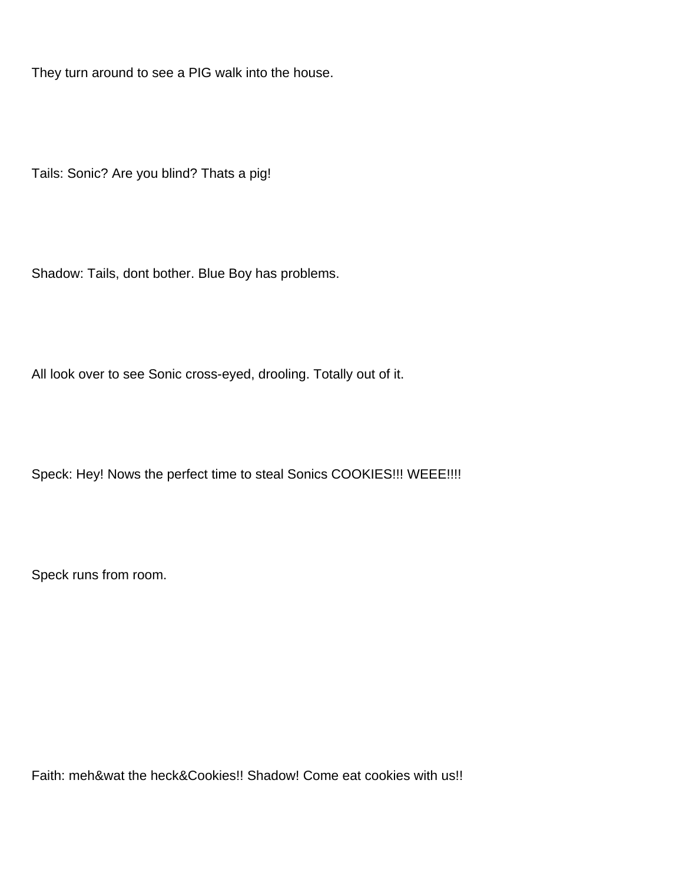They turn around to see a PIG walk into the house.

Tails: Sonic? Are you blind? Thats a pig!

Shadow: Tails, dont bother. Blue Boy has problems.

All look over to see Sonic cross-eyed, drooling. Totally out of it.

Speck: Hey! Nows the perfect time to steal Sonics COOKIES!!! WEEE!!!!

Speck runs from room.

Faith: meh&wat the heck&Cookies!! Shadow! Come eat cookies with us!!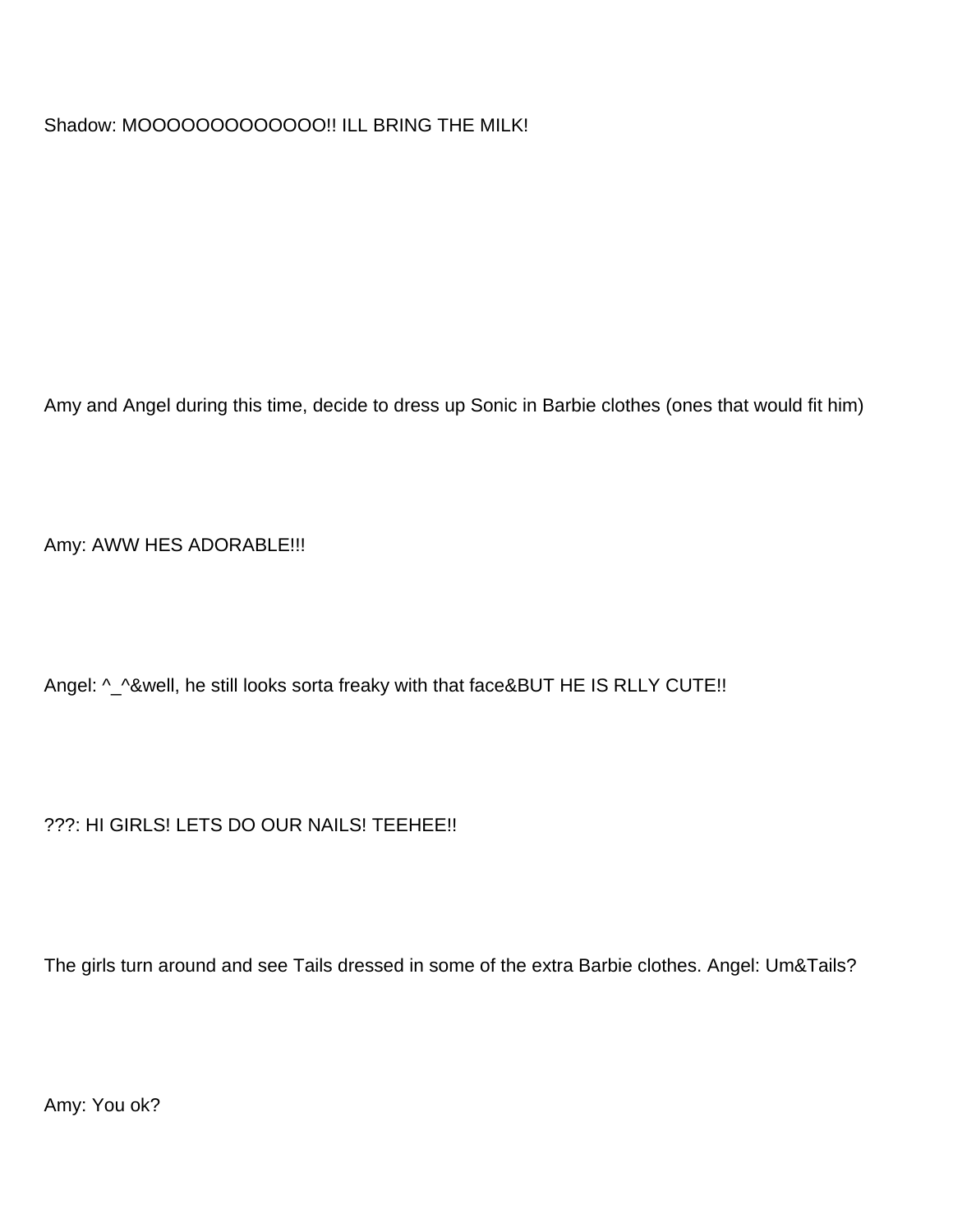Shadow: MOOOOOOOOOOOOO!! ILL BRING THE MILK!

Amy and Angel during this time, decide to dress up Sonic in Barbie clothes (ones that would fit him)

Amy: AWW HES ADORABLE!!!

Angel: ^_^&well, he still looks sorta freaky with that face&BUT HE IS RLLY CUTE!!

???: HI GIRLS! LETS DO OUR NAILS! TEEHEE!!

The girls turn around and see Tails dressed in some of the extra Barbie clothes. Angel: Um&Tails?

Amy: You ok?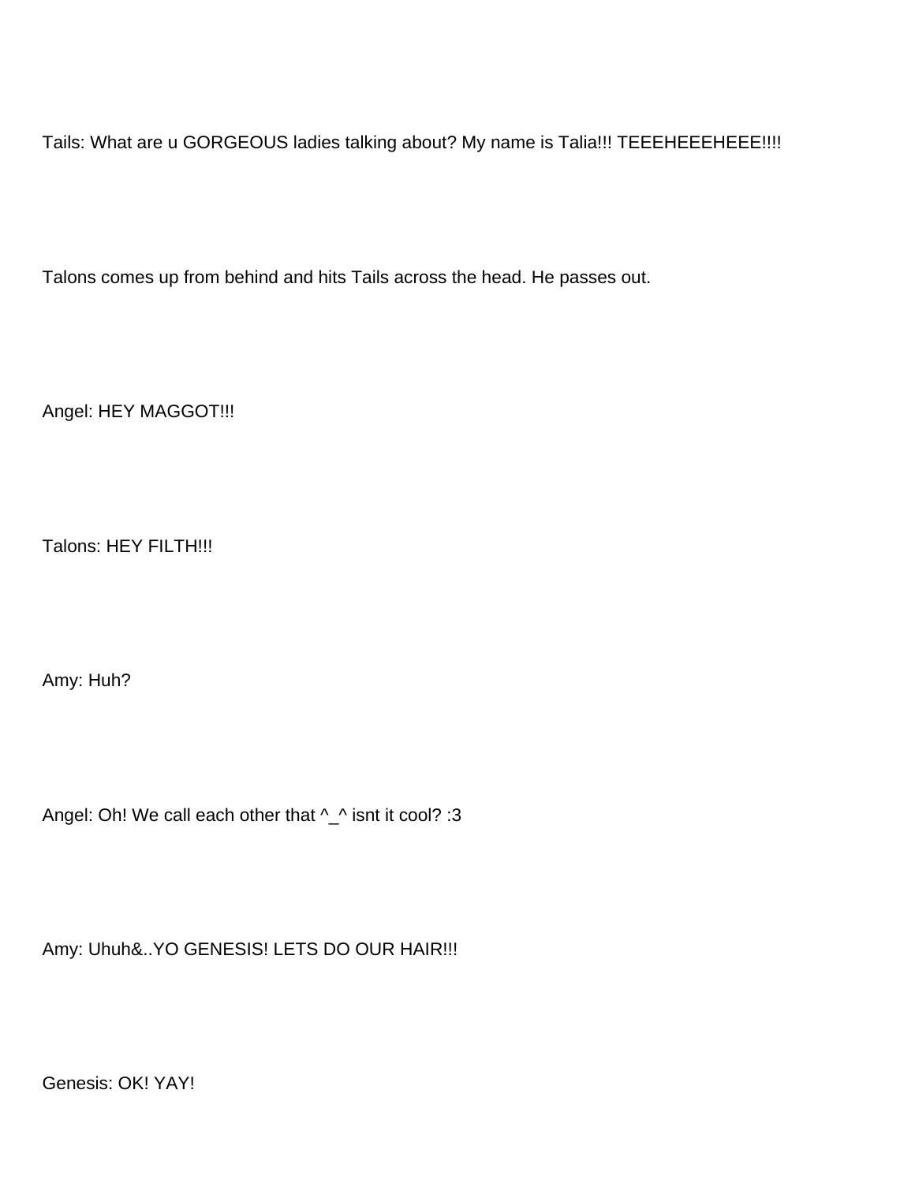Tails: What are u GORGEOUS ladies talking about? My name is Talia!!! TEEEHEEEHEEE!!!!

Talons comes up from behind and hits Tails across the head. He passes out.

Angel: HEY MAGGOT!!!

Talons: HEY FILTH!!!

Amy: Huh?

Angel: Oh! We call each other that ^_^ isnt it cool? :3

Amy: Uhuh&..YO GENESIS! LETS DO OUR HAIR!!!

Genesis: OK! YAY!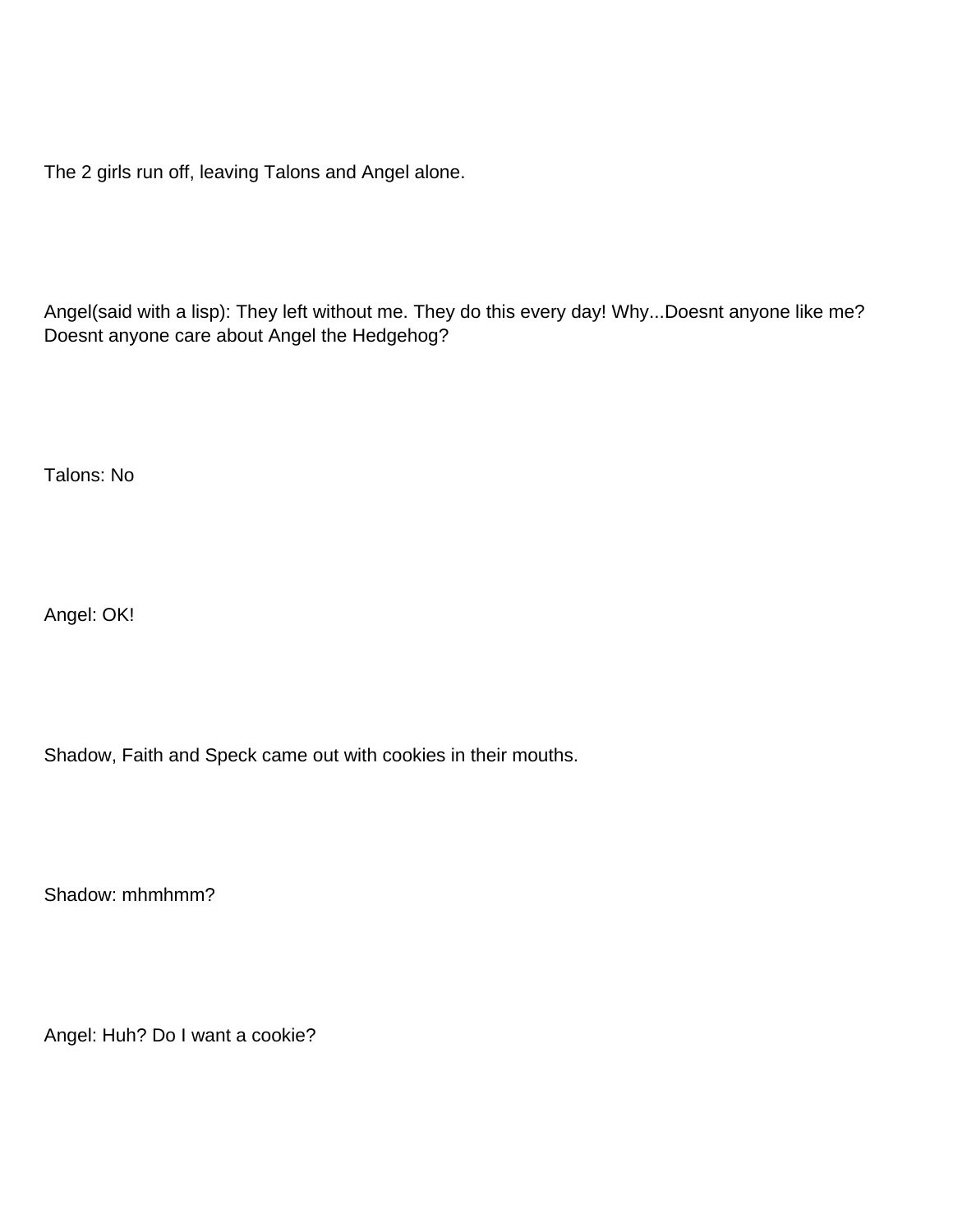The 2 girls run off, leaving Talons and Angel alone.

Angel(said with a lisp): They left without me. They do this every day! Why...Doesnt anyone like me? Doesnt anyone care about Angel the Hedgehog?

Talons: No

Angel: OK!

Shadow, Faith and Speck came out with cookies in their mouths.

Shadow: mhmhmm?

Angel: Huh? Do I want a cookie?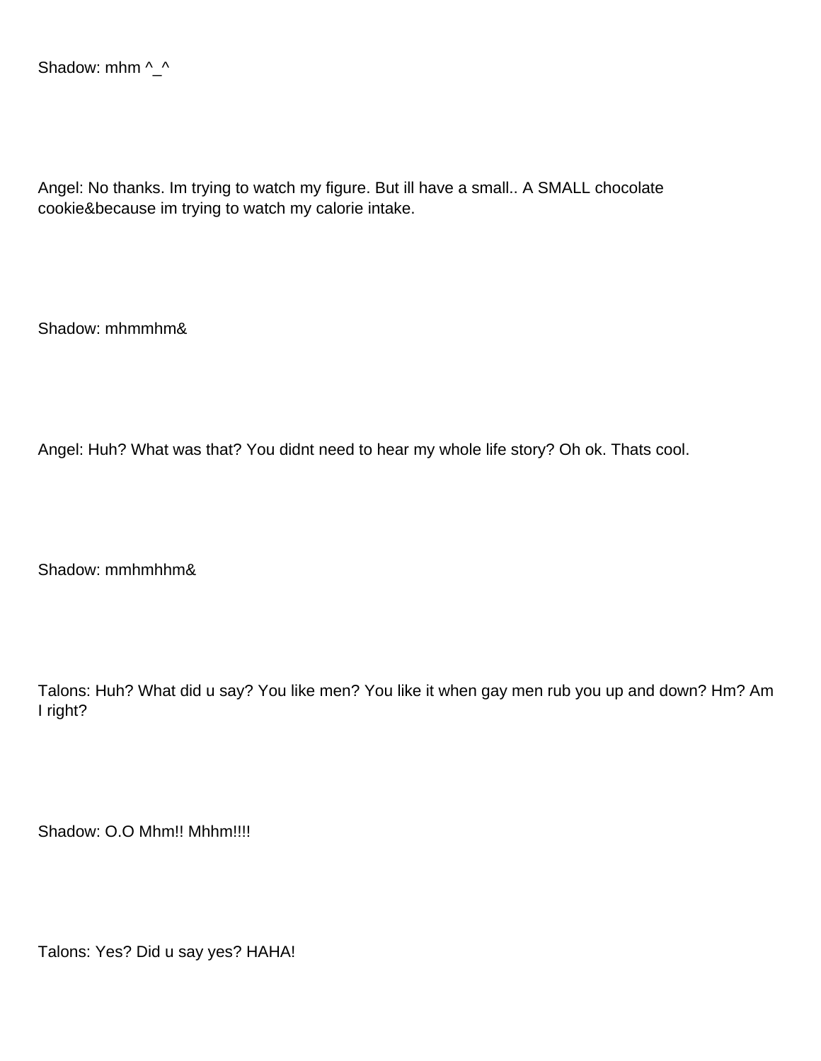Shadow: mhm ^_^

Angel: No thanks. Im trying to watch my figure. But ill have a small.. A SMALL chocolate cookie&because im trying to watch my calorie intake.

Shadow: mhmmhm&

Angel: Huh? What was that? You didnt need to hear my whole life story? Oh ok. Thats cool.

Shadow: mmhmhhm&

Talons: Huh? What did u say? You like men? You like it when gay men rub you up and down? Hm? Am I right?

Shadow: O.O Mhm!! Mhhm!!!!

Talons: Yes? Did u say yes? HAHA!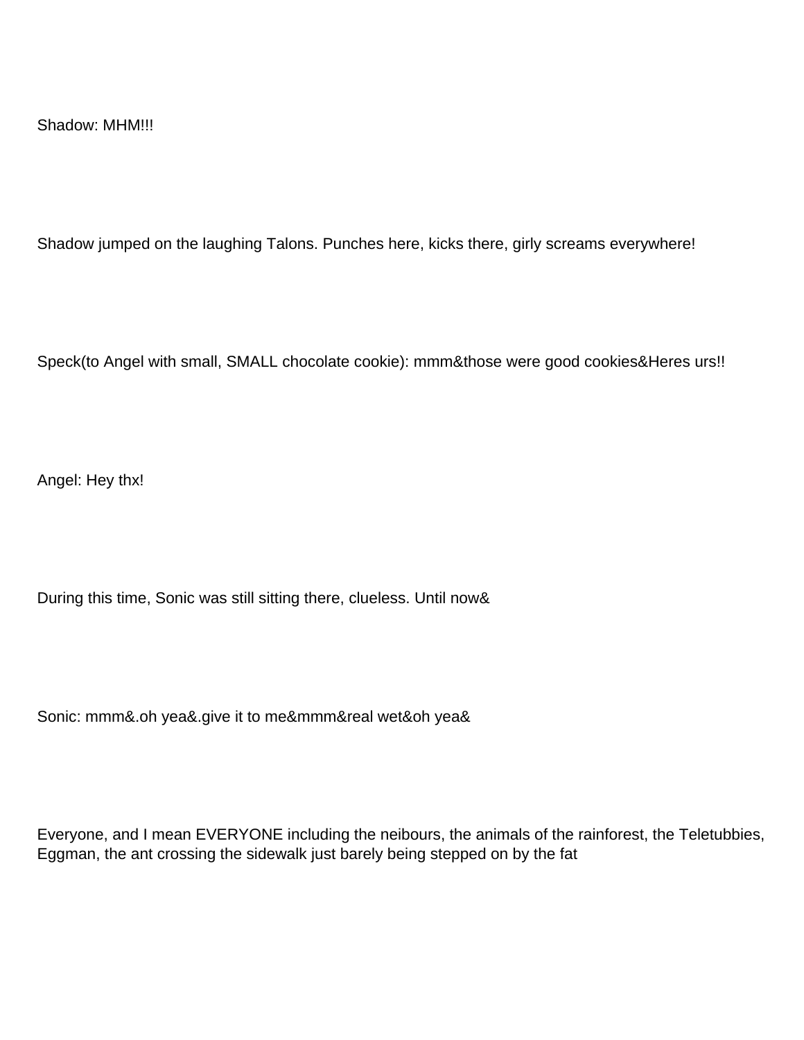Shadow: MHM!!!

Shadow jumped on the laughing Talons. Punches here, kicks there, girly screams everywhere!

Speck(to Angel with small, SMALL chocolate cookie): mmm&those were good cookies&Heres urs!!

Angel: Hey thx!

During this time, Sonic was still sitting there, clueless. Until now&

Sonic: mmm&.oh yea&.give it to me&mmm&real wet&oh yea&

Everyone, and I mean EVERYONE including the neibours, the animals of the rainforest, the Teletubbies, Eggman, the ant crossing the sidewalk just barely being stepped on by the fat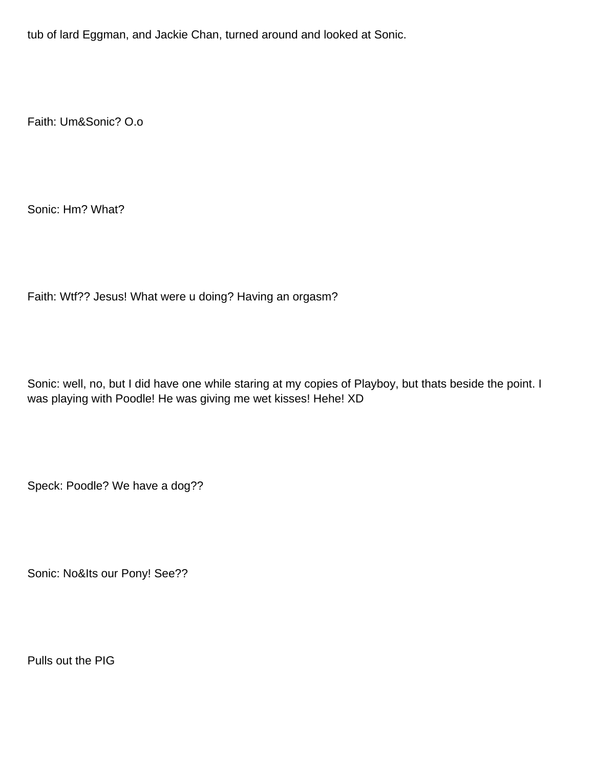tub of lard Eggman, and Jackie Chan, turned around and looked at Sonic.

Faith: Um&Sonic? O.o

Sonic: Hm? What?

Faith: Wtf?? Jesus! What were u doing? Having an orgasm?

Sonic: well, no, but I did have one while staring at my copies of Playboy, but thats beside the point. I was playing with Poodle! He was giving me wet kisses! Hehe! XD

Speck: Poodle? We have a dog??

Sonic: No&Its our Pony! See??

Pulls out the PIG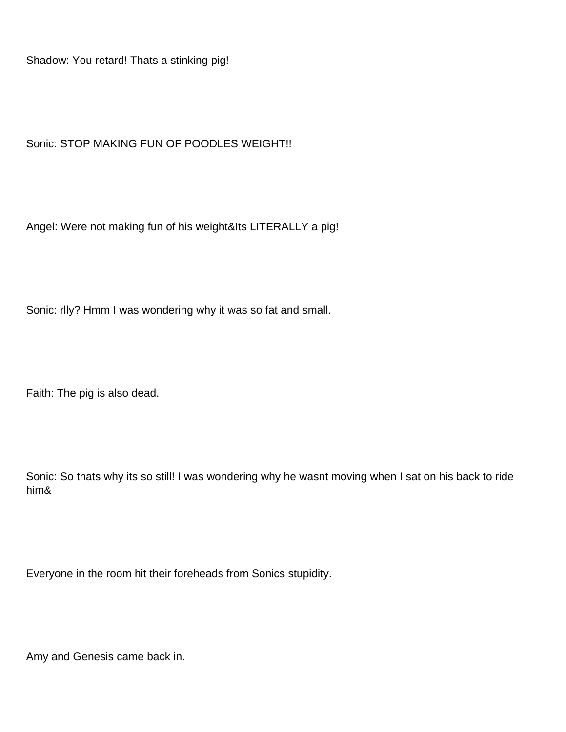Shadow: You retard! Thats a stinking pig!

Sonic: STOP MAKING FUN OF POODLES WEIGHT!!

Angel: Were not making fun of his weight&Its LITERALLY a pig!

Sonic: rlly? Hmm I was wondering why it was so fat and small.

Faith: The pig is also dead.

Sonic: So thats why its so still! I was wondering why he wasnt moving when I sat on his back to ride him&

Everyone in the room hit their foreheads from Sonics stupidity.

Amy and Genesis came back in.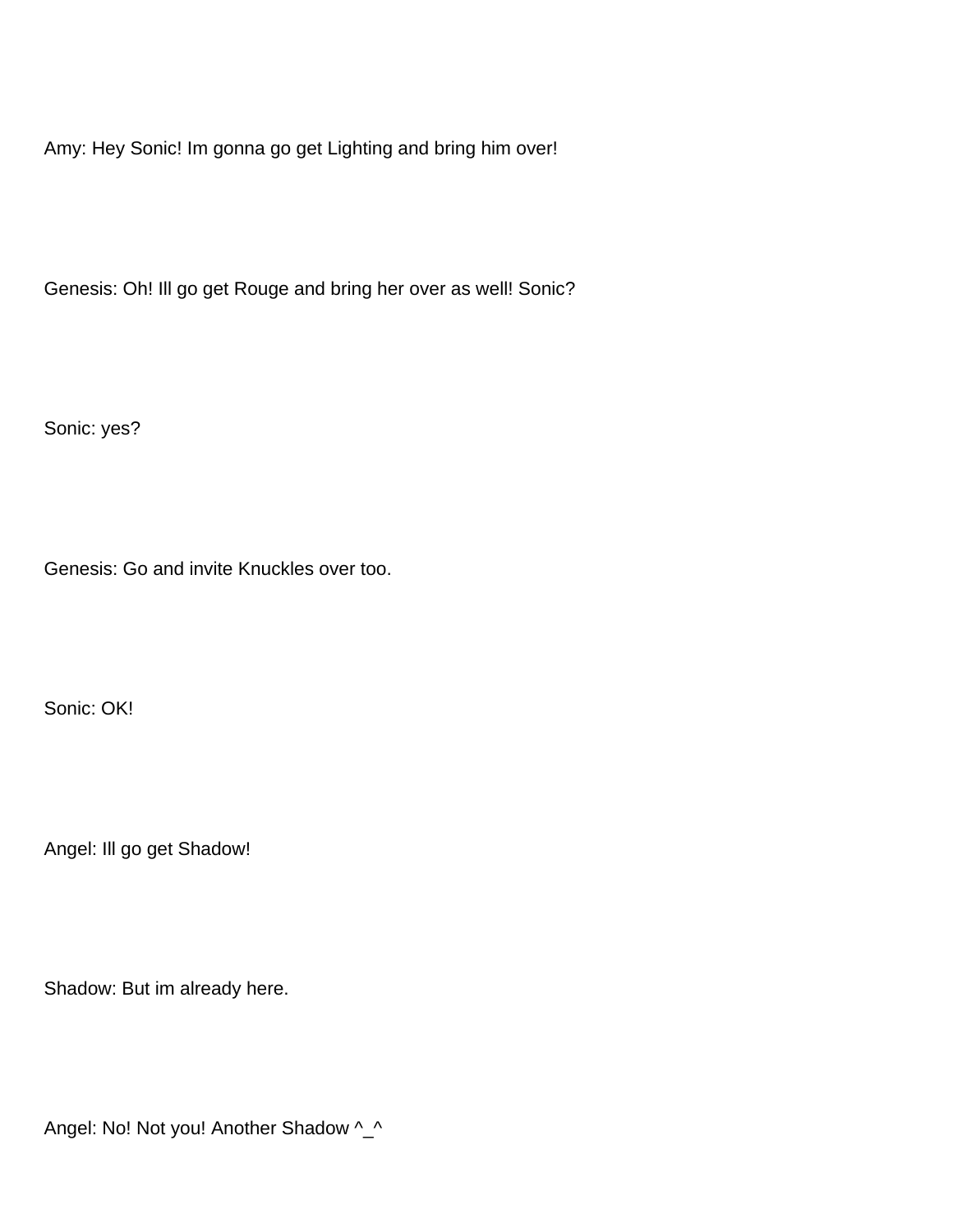Amy: Hey Sonic! Im gonna go get Lighting and bring him over!

Genesis: Oh! Ill go get Rouge and bring her over as well! Sonic?

Sonic: yes?

Genesis: Go and invite Knuckles over too.

Sonic: OK!

Angel: Ill go get Shadow!

Shadow: But im already here.

Angel: No! Not you! Another Shadow ^_^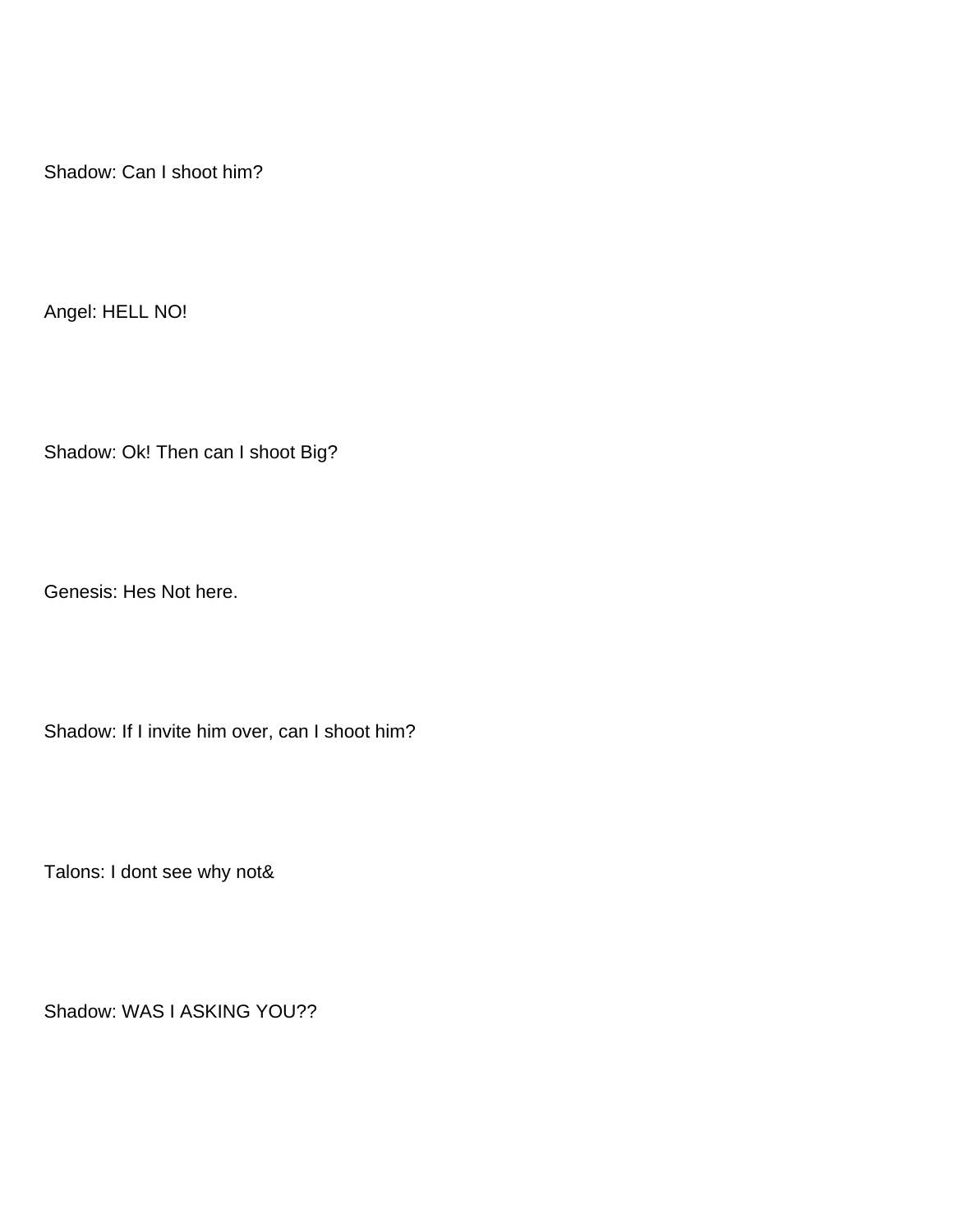Shadow: Can I shoot him?

Angel: HELL NO!

Shadow: Ok! Then can I shoot Big?

Genesis: Hes Not here.

Shadow: If I invite him over, can I shoot him?

Talons: I dont see why not&

Shadow: WAS I ASKING YOU??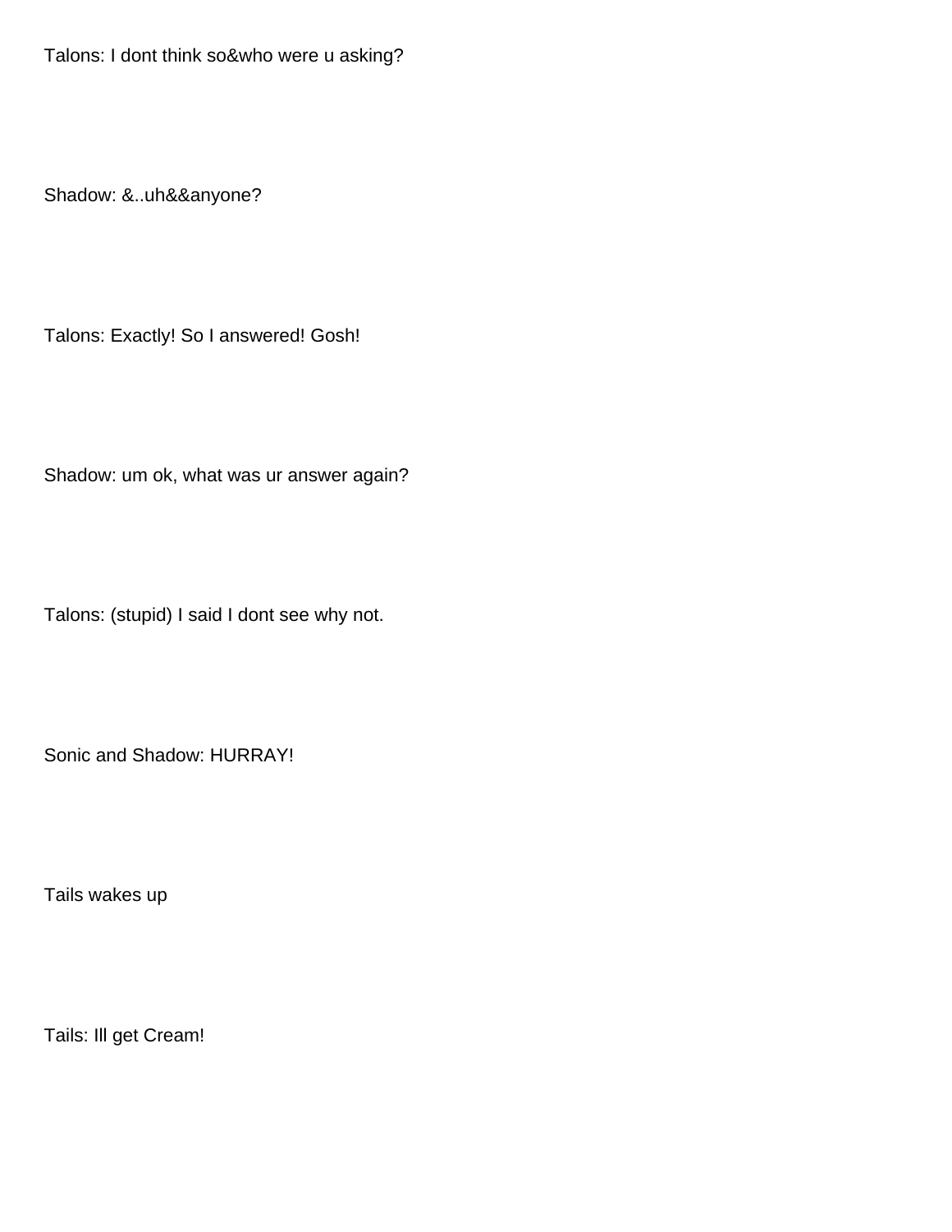Talons: I dont think so&who were u asking?

Shadow: &..uh&&anyone?

Talons: Exactly! So I answered! Gosh!

Shadow: um ok, what was ur answer again?

Talons: (stupid) I said I dont see why not.

Sonic and Shadow: HURRAY!

Tails wakes up

Tails: Ill get Cream!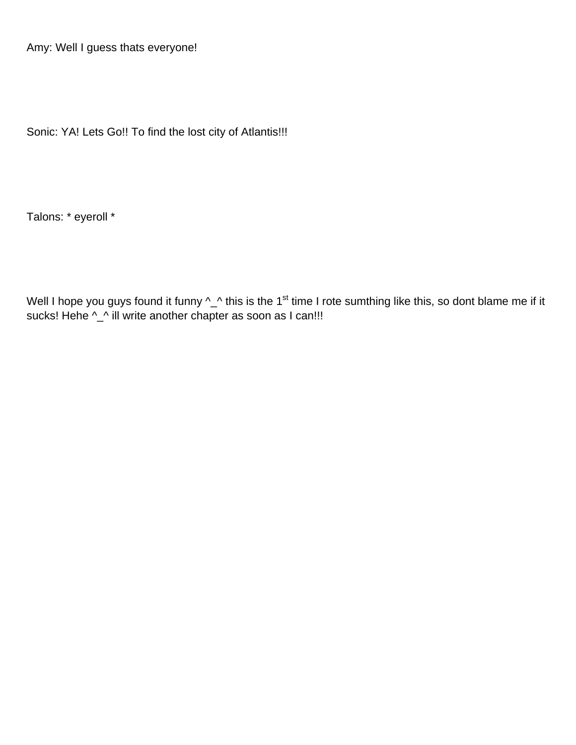Amy: Well I guess thats everyone!

Sonic: YA! Lets Go!! To find the lost city of Atlantis!!!

Talons: * eyeroll *

Well I hope you guys found it funny ^_^ this is the 1st time I rote sumthing like this, so dont blame me if it sucks! Hehe ^_^ ill write another chapter as soon as I can!!!